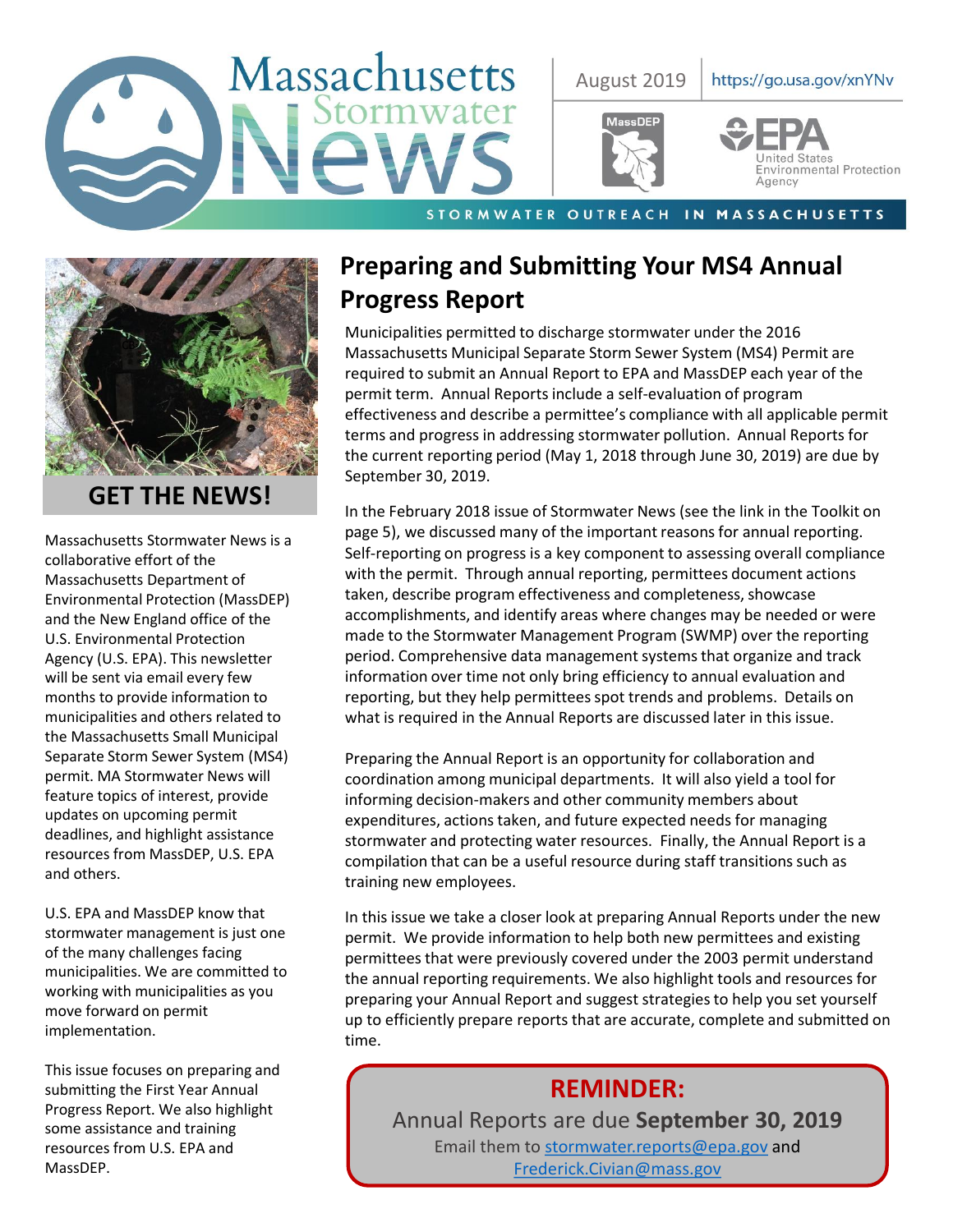# Massachusetts Stormwater News

August 2019 | https://go.usa.gov/xnYNv

MassDEP | EPA United States Environmental Protection Agency

STORMWATER OUTREACH IN MASSACHUSETTS

## GET THE NEWS!

Massachusetts Stormwater News is a collaborative effort of the Massachusetts Department of Environmental Protection (MassDEP) and the New England office of the U.S. Environmental Protection Agency (U.S. EPA). This newsletter will be sent via email every few months to provide information to municipalities and others related to the Massachusetts Small Municipal Separate Storm Sewer System (MS4) permit. MA Stormwater News will feature topics of interest, provide updates on upcoming permit deadlines, and highlight assistance resources from MassDEP, U.S. EPA and others.

U.S. EPA and MassDEP know that stormwater management is just one of the many challenges facing municipalities. We are committed to working with municipalities as you move forward on permit implementation.

This issue focuses on preparing and submitting the First Year Annual Progress Report. We also highlight some assistance and training resources from U.S. EPA and MassDEP.

## Preparing and Submitting Your MS4 Annual Progress Report

Municipalities permitted to discharge stormwater under the 2016 Massachusetts Municipal Separate Storm Sewer System (MS4) Permit are required to submit an Annual Report to EPA and MassDEP each year of the permit term. Annual Reports include a self-evaluation of program effectiveness and describe a permittee's compliance with all applicable permit terms and progress in addressing stormwater pollution. Annual Reports for the current reporting period (May 1, 2018 through June 30, 2019) are due by September 30, 2019.

In the February 2018 issue of Stormwater News (see the link in the Toolkit on page 5), we discussed many of the important reasons for annual reporting. Self-reporting on progress is a key component to assessing overall compliance with the permit. Through annual reporting, permittees document actions taken, describe program effectiveness and completeness, showcase accomplishments, and identify areas where changes may be needed or were made to the Stormwater Management Program (SWMP) over the reporting period. Comprehensive data management systems that organize and track information over time not only bring efficiency to annual evaluation and reporting, but they help permittees spot trends and problems. Details on what is required in the Annual Reports are discussed later in this issue.

Preparing the Annual Report is an opportunity for collaboration and coordination among municipal departments. It will also yield a tool for informing decision-makers and other community members about expenditures, actions taken, and future expected needs for managing stormwater and protecting water resources. Finally, the Annual Report is a compilation that can be a useful resource during staff transitions such as training new employees.

In this issue we take a closer look at preparing Annual Reports under the new permit. We provide information to help both new permittees and existing permittees that were previously covered under the 2003 permit understand the annual reporting requirements. We also highlight tools and resources for preparing your Annual Report and suggest strategies to help you set yourself up to efficiently prepare reports that are accurate, complete and submitted on time.

**REMINDER:**

Annual Reports are due **September 30, 2019**

Email them to stormwater.reports@epa.gov and Frederick.Civian@mass.gov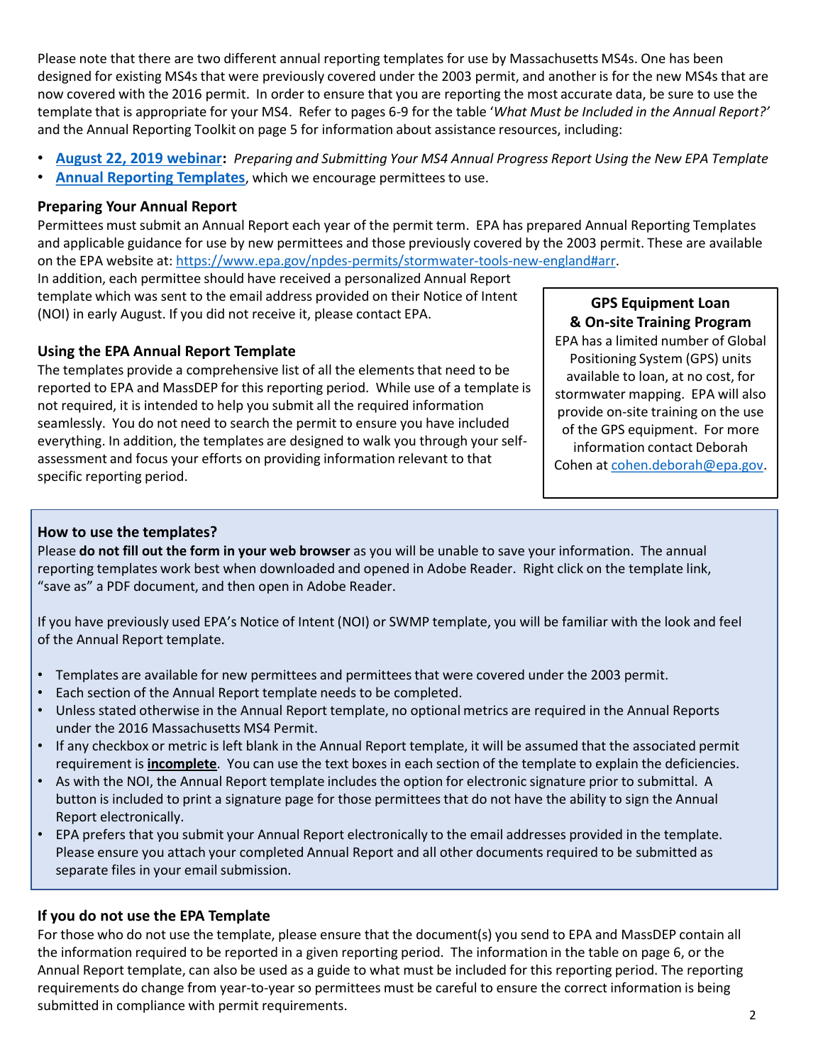Please note that there are two different annual reporting templates for use by Massachusetts MS4s. One has been designed for existing MS4s that were previously covered under the 2003 permit, and another is for the new MS4s that are now covered with the 2016 permit. In order to ensure that you are reporting the most accurate data, be sure to use the template that is appropriate for your MS4. Refer to pages 6-9 for the table '*What Must be Included in the Annual Report?*' and the Annual Reporting Toolkit on page 5 for information about assistance resources, including:

- **August 22, 2019 webinar:** *Preparing and Submitting Your MS4 Annual Progress Report Using the New EPA Template*
- **Annual Reporting Templates**, which we encourage permittees to use.

### Preparing Your Annual Report

Permittees must submit an Annual Report each year of the permit term. EPA has prepared Annual Reporting Templates and applicable guidance for use by new permittees and those previously covered by the 2003 permit. These are available on the EPA website at: https://www.epa.gov/npdes-permits/stormwater-tools-new-england#arr.

In addition, each permittee should have received a personalized Annual Report template which was sent to the email address provided on their Notice of Intent (NOI) in early August. If you did not receive it, please contact EPA.

### Using the EPA Annual Report Template

The templates provide a comprehensive list of all the elements that need to be reported to EPA and MassDEP for this reporting period. While use of a template is not required, it is intended to help you submit all the required information seamlessly. You do not need to search the permit to ensure you have included everything. In addition, the templates are designed to walk you through your self-assessment and focus your efforts on providing information relevant to that specific reporting period.

**GPS Equipment Loan & On-site Training Program**

EPA has a limited number of Global Positioning System (GPS) units available to loan, at no cost, for stormwater mapping. EPA will also provide on-site training on the use of the GPS equipment. For more information contact Deborah Cohen at cohen.deborah@epa.gov.

### How to use the templates?

Please **do not fill out the form in your web browser** as you will be unable to save your information. The annual reporting templates work best when downloaded and opened in Adobe Reader. Right click on the template link, "save as" a PDF document, and then open in Adobe Reader.

If you have previously used EPA's Notice of Intent (NOI) or SWMP template, you will be familiar with the look and feel of the Annual Report template.

- Templates are available for new permittees and permittees that were covered under the 2003 permit.
- Each section of the Annual Report template needs to be completed.
- Unless stated otherwise in the Annual Report template, no optional metrics are required in the Annual Reports under the 2016 Massachusetts MS4 Permit.
- If any checkbox or metric is left blank in the Annual Report template, it will be assumed that the associated permit requirement is **incomplete**. You can use the text boxes in each section of the template to explain the deficiencies.
- As with the NOI, the Annual Report template includes the option for electronic signature prior to submittal. A button is included to print a signature page for those permittees that do not have the ability to sign the Annual Report electronically.
- EPA prefers that you submit your Annual Report electronically to the email addresses provided in the template. Please ensure you attach your completed Annual Report and all other documents required to be submitted as separate files in your email submission.

### If you do not use the EPA Template

For those who do not use the template, please ensure that the document(s) you send to EPA and MassDEP contain all the information required to be reported in a given reporting period. The information in the table on page 6, or the Annual Report template, can also be used as a guide to what must be included for this reporting period. The reporting requirements do change from year-to-year so permittees must be careful to ensure the correct information is being submitted in compliance with permit requirements.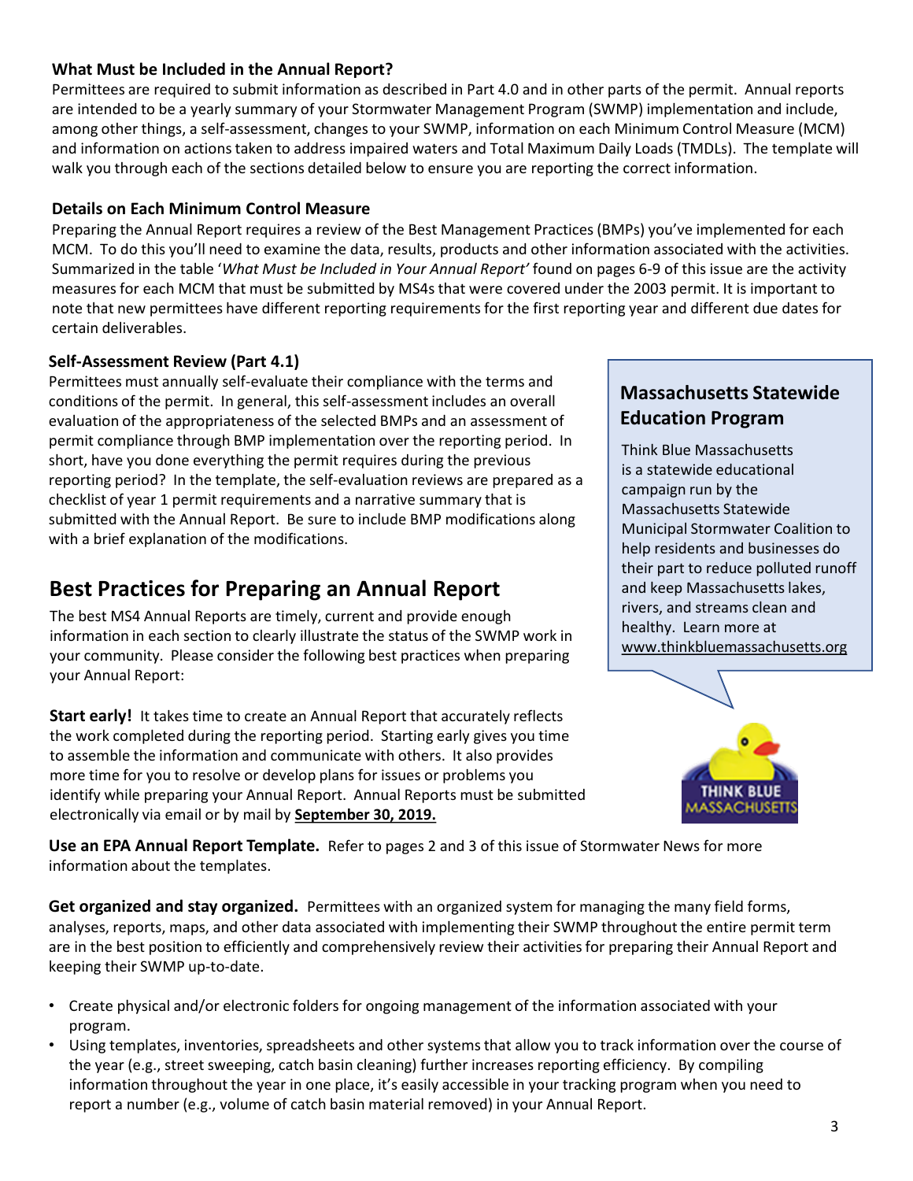### What Must be Included in the Annual Report?

Permittees are required to submit information as described in Part 4.0 and in other parts of the permit. Annual reports are intended to be a yearly summary of your Stormwater Management Program (SWMP) implementation and include, among other things, a self-assessment, changes to your SWMP, information on each Minimum Control Measure (MCM) and information on actions taken to address impaired waters and Total Maximum Daily Loads (TMDLs). The template will walk you through each of the sections detailed below to ensure you are reporting the correct information.

### Details on Each Minimum Control Measure

Preparing the Annual Report requires a review of the Best Management Practices (BMPs) you've implemented for each MCM. To do this you'll need to examine the data, results, products and other information associated with the activities. Summarized in the table '*What Must be Included in Your Annual Report'* found on pages 6-9 of this issue are the activity measures for each MCM that must be submitted by MS4s that were covered under the 2003 permit. It is important to note that new permittees have different reporting requirements for the first reporting year and different due dates for certain deliverables.

### Self-Assessment Review (Part 4.1)

Permittees must annually self-evaluate their compliance with the terms and conditions of the permit. In general, this self-assessment includes an overall evaluation of the appropriateness of the selected BMPs and an assessment of permit compliance through BMP implementation over the reporting period. In short, have you done everything the permit requires during the previous reporting period? In the template, the self-evaluation reviews are prepared as a checklist of year 1 permit requirements and a narrative summary that is submitted with the Annual Report. Be sure to include BMP modifications along with a brief explanation of the modifications.

### Massachusetts Statewide Education Program

Think Blue Massachusetts is a statewide educational campaign run by the Massachusetts Statewide Municipal Stormwater Coalition to help residents and businesses do their part to reduce polluted runoff and keep Massachusetts lakes, rivers, and streams clean and healthy. Learn more at www.thinkbluemassachusetts.org

## Best Practices for Preparing an Annual Report

The best MS4 Annual Reports are timely, current and provide enough information in each section to clearly illustrate the status of the SWMP work in your community. Please consider the following best practices when preparing your Annual Report:

**Start early!** It takes time to create an Annual Report that accurately reflects the work completed during the reporting period. Starting early gives you time to assemble the information and communicate with others. It also provides more time for you to resolve or develop plans for issues or problems you identify while preparing your Annual Report. Annual Reports must be submitted electronically via email or by mail by **September 30, 2019.**

**Use an EPA Annual Report Template.** Refer to pages 2 and 3 of this issue of Stormwater News for more information about the templates.

**Get organized and stay organized.** Permittees with an organized system for managing the many field forms, analyses, reports, maps, and other data associated with implementing their SWMP throughout the entire permit term are in the best position to efficiently and comprehensively review their activities for preparing their Annual Report and keeping their SWMP up-to-date.

- Create physical and/or electronic folders for ongoing management of the information associated with your program.
- Using templates, inventories, spreadsheets and other systems that allow you to track information over the course of the year (e.g., street sweeping, catch basin cleaning) further increases reporting efficiency. By compiling information throughout the year in one place, it's easily accessible in your tracking program when you need to report a number (e.g., volume of catch basin material removed) in your Annual Report.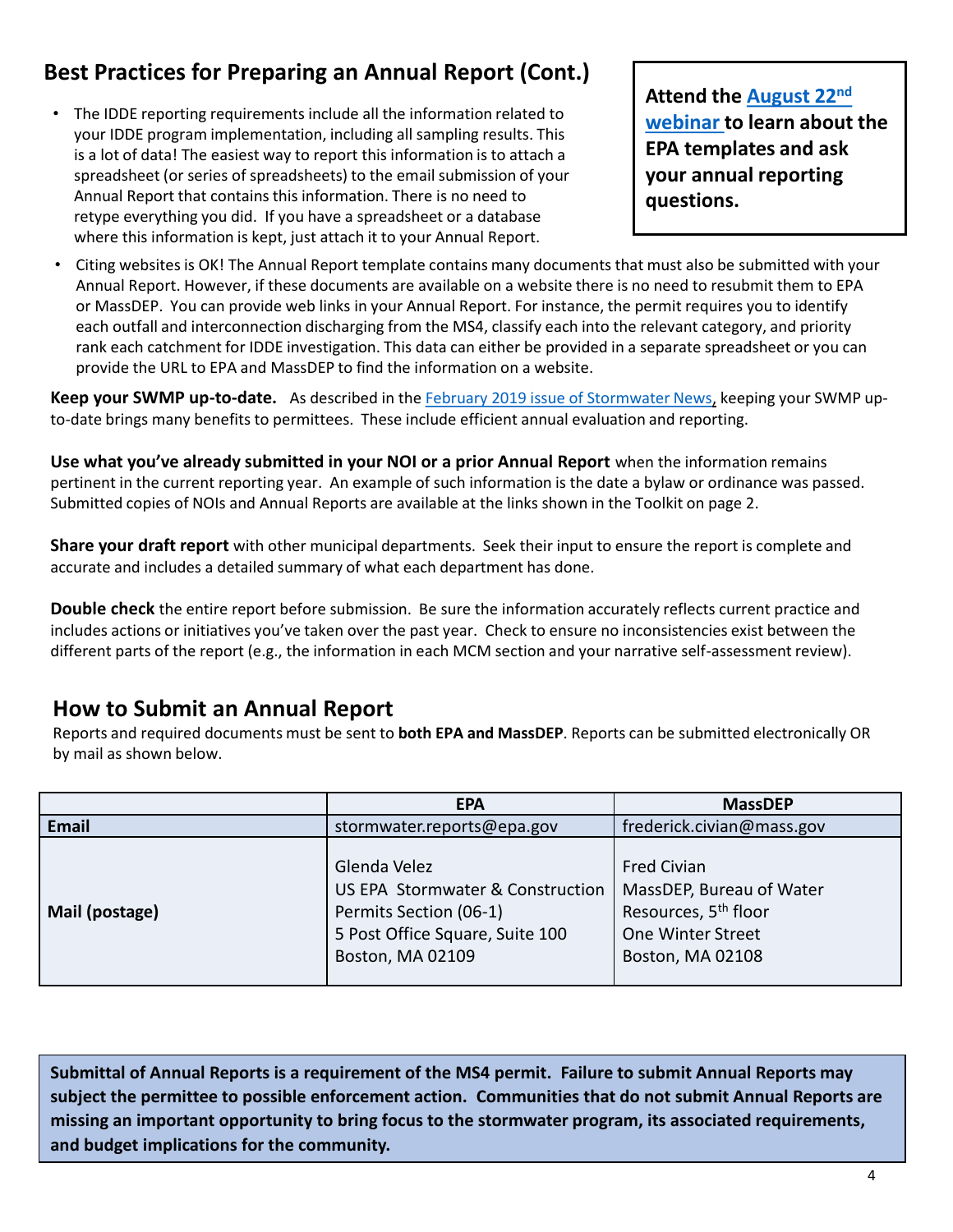## Best Practices for Preparing an Annual Report (Cont.)

- The IDDE reporting requirements include all the information related to your IDDE program implementation, including all sampling results. This is a lot of data! The easiest way to report this information is to attach a spreadsheet (or series of spreadsheets) to the email submission of your Annual Report that contains this information. There is no need to retype everything you did. If you have a spreadsheet or a database where this information is kept, just attach it to your Annual Report.

**Attend the August 22nd webinar to learn about the EPA templates and ask your annual reporting questions.**

- Citing websites is OK! The Annual Report template contains many documents that must also be submitted with your Annual Report. However, if these documents are available on a website there is no need to resubmit them to EPA or MassDEP. You can provide web links in your Annual Report. For instance, the permit requires you to identify each outfall and interconnection discharging from the MS4, classify each into the relevant category, and priority rank each catchment for IDDE investigation. This data can either be provided in a separate spreadsheet or you can provide the URL to EPA and MassDEP to find the information on a website.

**Keep your SWMP up-to-date.** As described in the February 2019 issue of Stormwater News, keeping your SWMP up-to-date brings many benefits to permittees. These include efficient annual evaluation and reporting.

**Use what you've already submitted in your NOI or a prior Annual Report** when the information remains pertinent in the current reporting year. An example of such information is the date a bylaw or ordinance was passed. Submitted copies of NOIs and Annual Reports are available at the links shown in the Toolkit on page 2.

**Share your draft report** with other municipal departments. Seek their input to ensure the report is complete and accurate and includes a detailed summary of what each department has done.

**Double check** the entire report before submission. Be sure the information accurately reflects current practice and includes actions or initiatives you've taken over the past year. Check to ensure no inconsistencies exist between the different parts of the report (e.g., the information in each MCM section and your narrative self-assessment review).

## How to Submit an Annual Report

Reports and required documents must be sent to **both EPA and MassDEP**. Reports can be submitted electronically OR by mail as shown below.

| | EPA | MassDEP |
|---|---|---|
| **Email** | stormwater.reports@epa.gov | frederick.civian@mass.gov |
| **Mail (postage)** | Glenda Velez<br>US EPA Stormwater & Construction Permits Section (06-1)<br>5 Post Office Square, Suite 100<br>Boston, MA 02109 | Fred Civian<br>MassDEP, Bureau of Water Resources, 5th floor<br>One Winter Street<br>Boston, MA 02108 |

**Submittal of Annual Reports is a requirement of the MS4 permit. Failure to submit Annual Reports may subject the permittee to possible enforcement action. Communities that do not submit Annual Reports are missing an important opportunity to bring focus to the stormwater program, its associated requirements, and budget implications for the community.**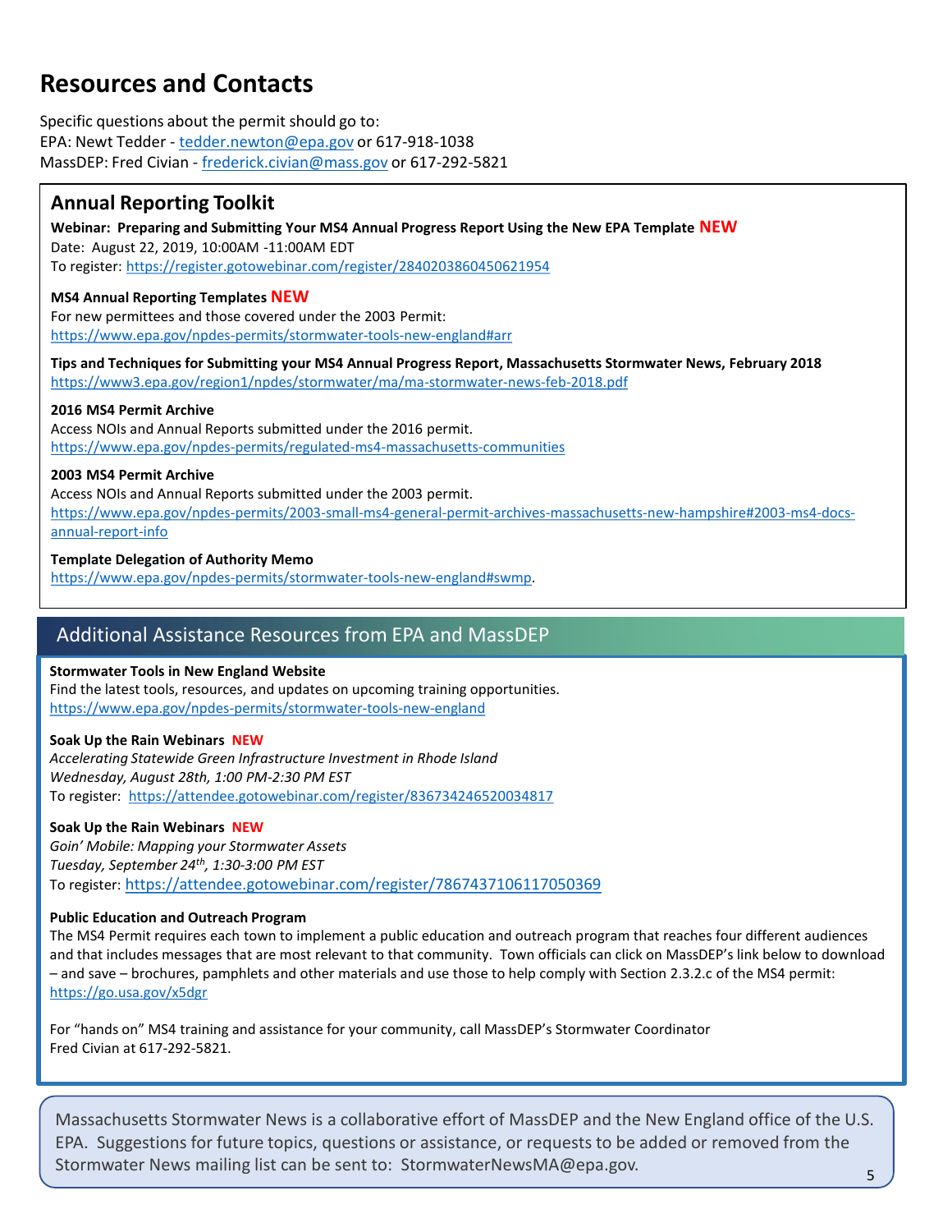# Resources and Contacts

Specific questions about the permit should go to:
EPA: Newt Tedder - tedder.newton@epa.gov or 617-918-1038
MassDEP: Fred Civian - frederick.civian@mass.gov or 617-292-5821

## Annual Reporting Toolkit

**Webinar: Preparing and Submitting Your MS4 Annual Progress Report Using the New EPA Template NEW**
Date: August 22, 2019, 10:00AM -11:00AM EDT
To register: https://register.gotowebinar.com/register/2840203860450621954

**MS4 Annual Reporting Templates NEW**
For new permittees and those covered under the 2003 Permit:
https://www.epa.gov/npdes-permits/stormwater-tools-new-england#arr

**Tips and Techniques for Submitting your MS4 Annual Progress Report, Massachusetts Stormwater News, February 2018**
https://www3.epa.gov/region1/npdes/stormwater/ma/ma-stormwater-news-feb-2018.pdf

**2016 MS4 Permit Archive**
Access NOIs and Annual Reports submitted under the 2016 permit.
https://www.epa.gov/npdes-permits/regulated-ms4-massachusetts-communities

**2003 MS4 Permit Archive**
Access NOIs and Annual Reports submitted under the 2003 permit.
https://www.epa.gov/npdes-permits/2003-small-ms4-general-permit-archives-massachusetts-new-hampshire#2003-ms4-docs-annual-report-info

**Template Delegation of Authority Memo**
https://www.epa.gov/npdes-permits/stormwater-tools-new-england#swmp.

## Additional Assistance Resources from EPA and MassDEP

**Stormwater Tools in New England Website**
Find the latest tools, resources, and updates on upcoming training opportunities.
https://www.epa.gov/npdes-permits/stormwater-tools-new-england

**Soak Up the Rain Webinars NEW**
*Accelerating Statewide Green Infrastructure Investment in Rhode Island*
*Wednesday, August 28th, 1:00 PM-2:30 PM EST*
To register: https://attendee.gotowebinar.com/register/836734246520034817

**Soak Up the Rain Webinars NEW**
*Goin' Mobile: Mapping your Stormwater Assets*
*Tuesday, September 24th, 1:30-3:00 PM EST*
To register: https://attendee.gotowebinar.com/register/7867437106117050369

**Public Education and Outreach Program**
The MS4 Permit requires each town to implement a public education and outreach program that reaches four different audiences and that includes messages that are most relevant to that community. Town officials can click on MassDEP's link below to download – and save – brochures, pamphlets and other materials and use those to help comply with Section 2.3.2.c of the MS4 permit: https://go.usa.gov/x5dgr

For "hands on" MS4 training and assistance for your community, call MassDEP's Stormwater Coordinator Fred Civian at 617-292-5821.

Massachusetts Stormwater News is a collaborative effort of MassDEP and the New England office of the U.S. EPA. Suggestions for future topics, questions or assistance, or requests to be added or removed from the Stormwater News mailing list can be sent to: StormwaterNewsMA@epa.gov.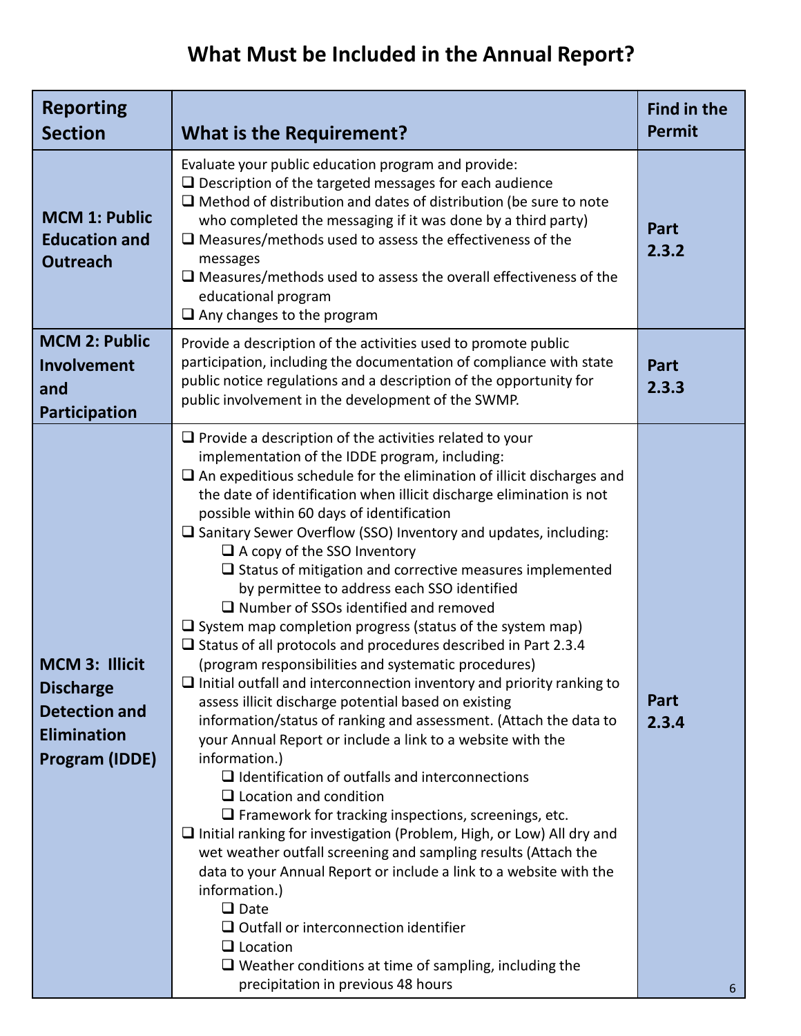# What Must be Included in the Annual Report?

| Reporting Section | What is the Requirement? | Find in the Permit |
|---|---|---|
| **MCM 1: Public Education and Outreach** | Evaluate your public education program and provide:<br>❑ Description of the targeted messages for each audience<br>❑ Method of distribution and dates of distribution (be sure to note who completed the messaging if it was done by a third party)<br>❑ Measures/methods used to assess the effectiveness of the messages<br>❑ Measures/methods used to assess the overall effectiveness of the educational program<br>❑ Any changes to the program | **Part 2.3.2** |
| **MCM 2: Public Involvement and Participation** | Provide a description of the activities used to promote public participation, including the documentation of compliance with state public notice regulations and a description of the opportunity for public involvement in the development of the SWMP. | **Part 2.3.3** |
| **MCM 3: Illicit Discharge Detection and Elimination Program (IDDE)** | ❑ Provide a description of the activities related to your implementation of the IDDE program, including:<br>❑ An expeditious schedule for the elimination of illicit discharges and the date of identification when illicit discharge elimination is not possible within 60 days of identification<br>❑ Sanitary Sewer Overflow (SSO) Inventory and updates, including:<br>&nbsp;&nbsp;&nbsp;&nbsp;❑ A copy of the SSO Inventory<br>&nbsp;&nbsp;&nbsp;&nbsp;❑ Status of mitigation and corrective measures implemented by permittee to address each SSO identified<br>&nbsp;&nbsp;&nbsp;&nbsp;❑ Number of SSOs identified and removed<br>❑ System map completion progress (status of the system map)<br>❑ Status of all protocols and procedures described in Part 2.3.4 (program responsibilities and systematic procedures)<br>❑ Initial outfall and interconnection inventory and priority ranking to assess illicit discharge potential based on existing information/status of ranking and assessment. (Attach the data to your Annual Report or include a link to a website with the information.)<br>&nbsp;&nbsp;&nbsp;&nbsp;❑ Identification of outfalls and interconnections<br>&nbsp;&nbsp;&nbsp;&nbsp;❑ Location and condition<br>&nbsp;&nbsp;&nbsp;&nbsp;❑ Framework for tracking inspections, screenings, etc.<br>❑ Initial ranking for investigation (Problem, High, or Low) All dry and wet weather outfall screening and sampling results (Attach the data to your Annual Report or include a link to a website with the information.)<br>&nbsp;&nbsp;&nbsp;&nbsp;❑ Date<br>&nbsp;&nbsp;&nbsp;&nbsp;❑ Outfall or interconnection identifier<br>&nbsp;&nbsp;&nbsp;&nbsp;❑ Location<br>&nbsp;&nbsp;&nbsp;&nbsp;❑ Weather conditions at time of sampling, including the precipitation in previous 48 hours | **Part 2.3.4** |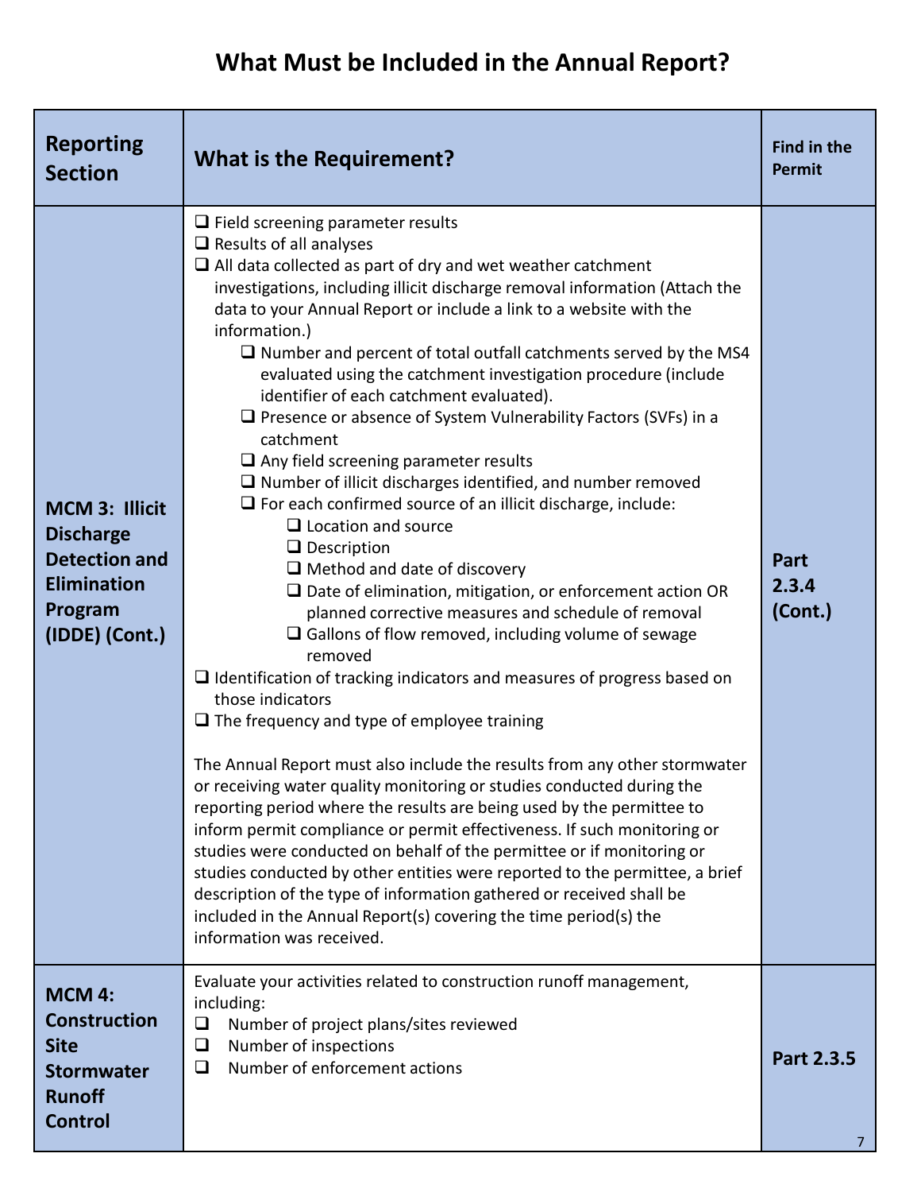# What Must be Included in the Annual Report?

| Reporting Section | What is the Requirement? | Find in the Permit |
|---|---|---|
| **MCM 3: Illicit Discharge Detection and Elimination Program (IDDE) (Cont.)** | ❑ Field screening parameter results<br>❑ Results of all analyses<br>❑ All data collected as part of dry and wet weather catchment investigations, including illicit discharge removal information (Attach the data to your Annual Report or include a link to a website with the information.)<br>&nbsp;&nbsp;&nbsp;&nbsp;❑ Number and percent of total outfall catchments served by the MS4 evaluated using the catchment investigation procedure (include identifier of each catchment evaluated).<br>&nbsp;&nbsp;&nbsp;&nbsp;❑ Presence or absence of System Vulnerability Factors (SVFs) in a catchment<br>&nbsp;&nbsp;&nbsp;&nbsp;❑ Any field screening parameter results<br>&nbsp;&nbsp;&nbsp;&nbsp;❑ Number of illicit discharges identified, and number removed<br>&nbsp;&nbsp;&nbsp;&nbsp;❑ For each confirmed source of an illicit discharge, include:<br>&nbsp;&nbsp;&nbsp;&nbsp;&nbsp;&nbsp;&nbsp;&nbsp;❑ Location and source<br>&nbsp;&nbsp;&nbsp;&nbsp;&nbsp;&nbsp;&nbsp;&nbsp;❑ Description<br>&nbsp;&nbsp;&nbsp;&nbsp;&nbsp;&nbsp;&nbsp;&nbsp;❑ Method and date of discovery<br>&nbsp;&nbsp;&nbsp;&nbsp;&nbsp;&nbsp;&nbsp;&nbsp;❑ Date of elimination, mitigation, or enforcement action OR planned corrective measures and schedule of removal<br>&nbsp;&nbsp;&nbsp;&nbsp;&nbsp;&nbsp;&nbsp;&nbsp;❑ Gallons of flow removed, including volume of sewage removed<br>❑ Identification of tracking indicators and measures of progress based on those indicators<br>❑ The frequency and type of employee training<br><br>The Annual Report must also include the results from any other stormwater or receiving water quality monitoring or studies conducted during the reporting period where the results are being used by the permittee to inform permit compliance or permit effectiveness. If such monitoring or studies were conducted on behalf of the permittee or if monitoring or studies conducted by other entities were reported to the permittee, a brief description of the type of information gathered or received shall be included in the Annual Report(s) covering the time period(s) the information was received. | **Part 2.3.4 (Cont.)** |
| **MCM 4: Construction Site Stormwater Runoff Control** | Evaluate your activities related to construction runoff management, including:<br>❑ Number of project plans/sites reviewed<br>❑ Number of inspections<br>❑ Number of enforcement actions | **Part 2.3.5** |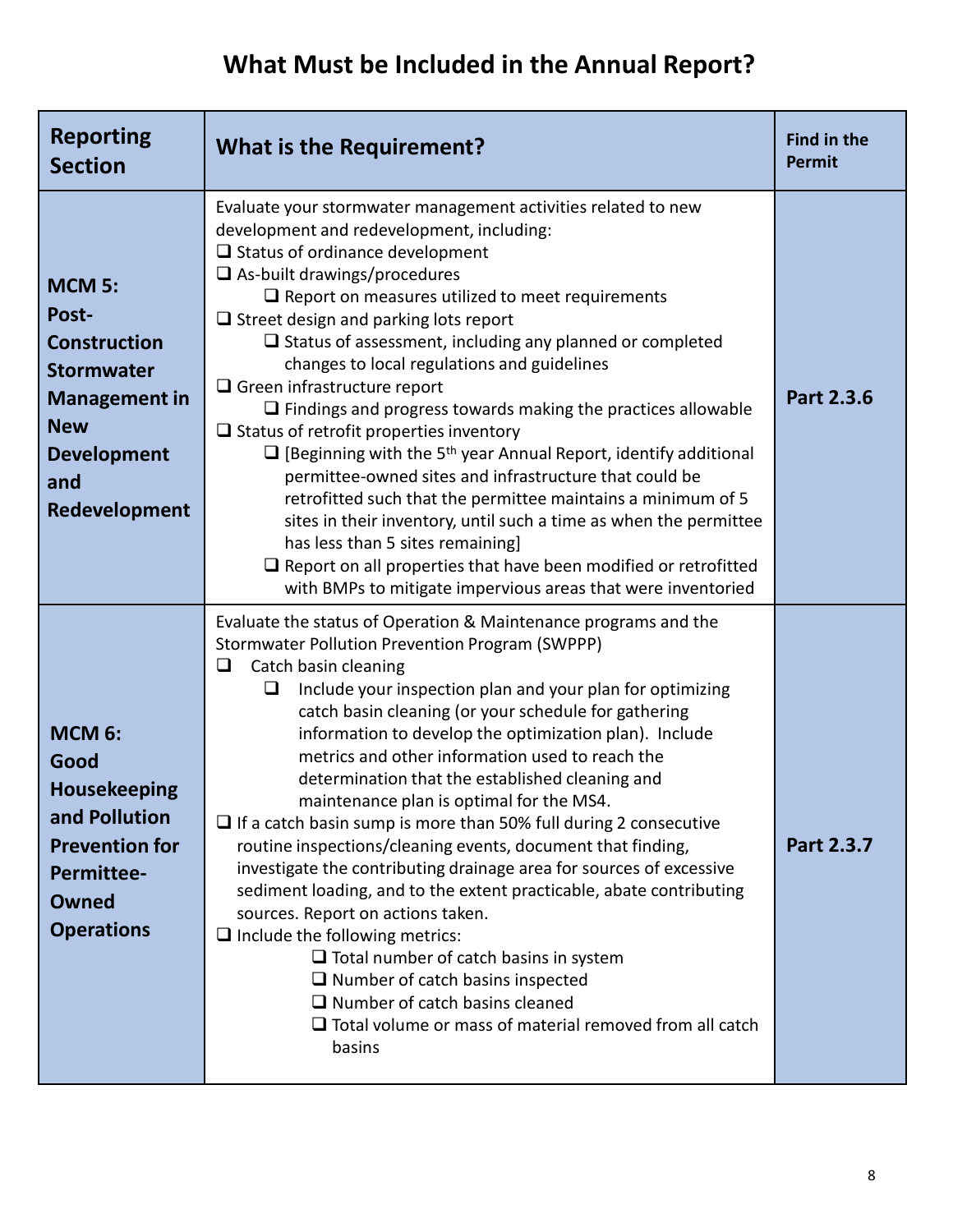# What Must be Included in the Annual Report?

| Reporting Section | What is the Requirement? | Find in the Permit |
|---|---|---|
| **MCM 5: Post-Construction Stormwater Management in New Development and Redevelopment** | Evaluate your stormwater management activities related to new development and redevelopment, including:<br>❑ Status of ordinance development<br>❑ As-built drawings/procedures<br>&nbsp;&nbsp;&nbsp;&nbsp;❑ Report on measures utilized to meet requirements<br>❑ Street design and parking lots report<br>&nbsp;&nbsp;&nbsp;&nbsp;❑ Status of assessment, including any planned or completed changes to local regulations and guidelines<br>❑ Green infrastructure report<br>&nbsp;&nbsp;&nbsp;&nbsp;❑ Findings and progress towards making the practices allowable<br>❑ Status of retrofit properties inventory<br>&nbsp;&nbsp;&nbsp;&nbsp;❑ [Beginning with the 5th year Annual Report, identify additional permittee-owned sites and infrastructure that could be retrofitted such that the permittee maintains a minimum of 5 sites in their inventory, until such a time as when the permittee has less than 5 sites remaining]<br>&nbsp;&nbsp;&nbsp;&nbsp;❑ Report on all properties that have been modified or retrofitted with BMPs to mitigate impervious areas that were inventoried | **Part 2.3.6** |
| **MCM 6: Good Housekeeping and Pollution Prevention for Permittee-Owned Operations** | Evaluate the status of Operation & Maintenance programs and the Stormwater Pollution Prevention Program (SWPPP)<br>❑ Catch basin cleaning<br>&nbsp;&nbsp;&nbsp;&nbsp;❑ Include your inspection plan and your plan for optimizing catch basin cleaning (or your schedule for gathering information to develop the optimization plan). Include metrics and other information used to reach the determination that the established cleaning and maintenance plan is optimal for the MS4.<br>❑ If a catch basin sump is more than 50% full during 2 consecutive routine inspections/cleaning events, document that finding, investigate the contributing drainage area for sources of excessive sediment loading, and to the extent practicable, abate contributing sources. Report on actions taken.<br>❑ Include the following metrics:<br>&nbsp;&nbsp;&nbsp;&nbsp;❑ Total number of catch basins in system<br>&nbsp;&nbsp;&nbsp;&nbsp;❑ Number of catch basins inspected<br>&nbsp;&nbsp;&nbsp;&nbsp;❑ Number of catch basins cleaned<br>&nbsp;&nbsp;&nbsp;&nbsp;❑ Total volume or mass of material removed from all catch basins | **Part 2.3.7** |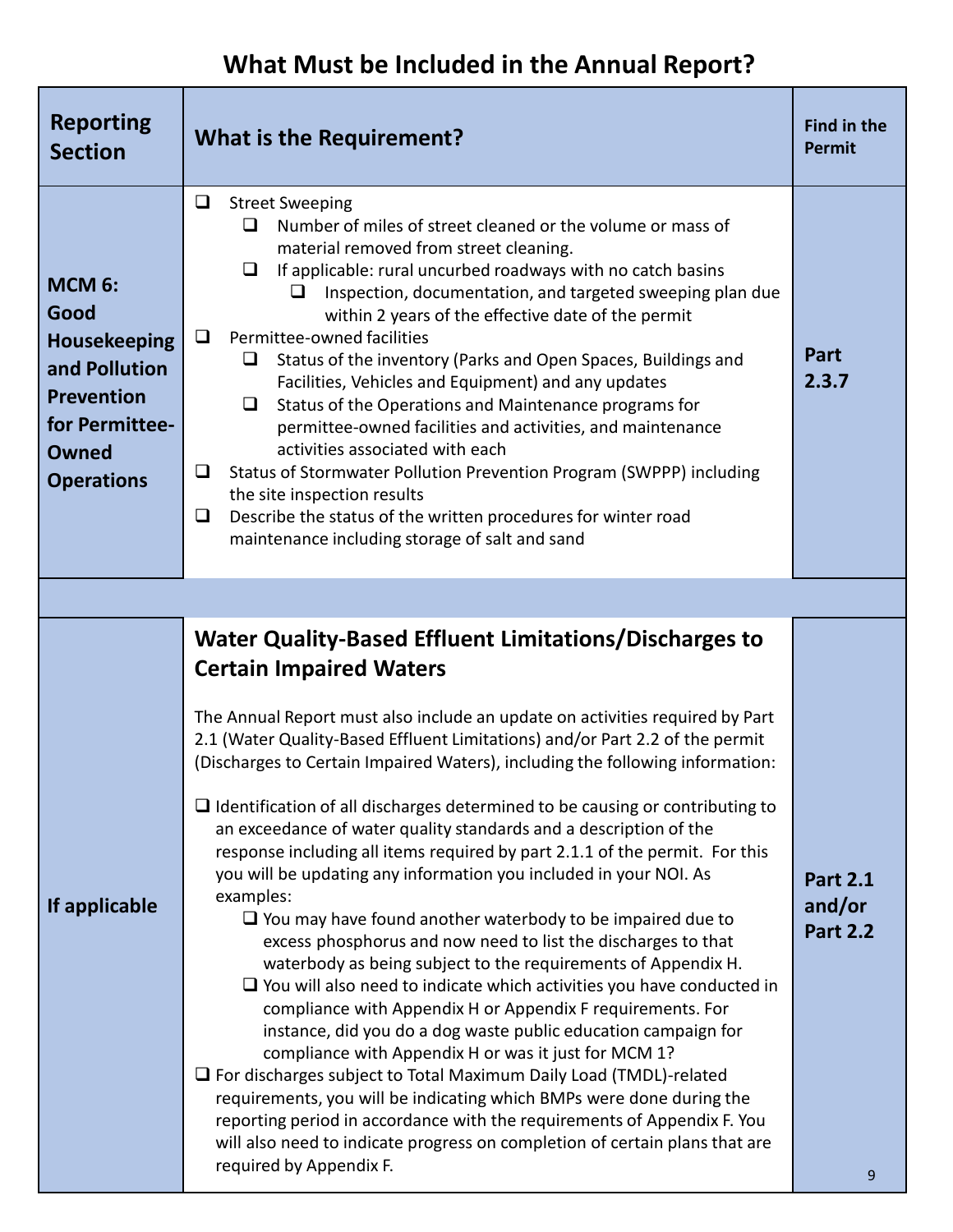# What Must be Included in the Annual Report?

| Reporting Section | What is the Requirement? | Find in the Permit |
|---|---|---|
| **MCM 6: Good Housekeeping and Pollution Prevention for Permittee-Owned Operations** | ❑ Street Sweeping<br>&nbsp;&nbsp;&nbsp;&nbsp;❑ Number of miles of street cleaned or the volume or mass of material removed from street cleaning.<br>&nbsp;&nbsp;&nbsp;&nbsp;❑ If applicable: rural uncurbed roadways with no catch basins<br>&nbsp;&nbsp;&nbsp;&nbsp;&nbsp;&nbsp;&nbsp;&nbsp;❑ Inspection, documentation, and targeted sweeping plan due within 2 years of the effective date of the permit<br>❑ Permittee-owned facilities<br>&nbsp;&nbsp;&nbsp;&nbsp;❑ Status of the inventory (Parks and Open Spaces, Buildings and Facilities, Vehicles and Equipment) and any updates<br>&nbsp;&nbsp;&nbsp;&nbsp;❑ Status of the Operations and Maintenance programs for permittee-owned facilities and activities, and maintenance activities associated with each<br>❑ Status of Stormwater Pollution Prevention Program (SWPPP) including the site inspection results<br>❑ Describe the status of the written procedures for winter road maintenance including storage of salt and sand | **Part 2.3.7** |
| | | |
| **If applicable** | **Water Quality-Based Effluent Limitations/Discharges to Certain Impaired Waters**<br><br>The Annual Report must also include an update on activities required by Part 2.1 (Water Quality-Based Effluent Limitations) and/or Part 2.2 of the permit (Discharges to Certain Impaired Waters), including the following information:<br><br>❑ Identification of all discharges determined to be causing or contributing to an exceedance of water quality standards and a description of the response including all items required by part 2.1.1 of the permit. For this you will be updating any information you included in your NOI. As examples:<br>&nbsp;&nbsp;&nbsp;&nbsp;❑ You may have found another waterbody to be impaired due to excess phosphorus and now need to list the discharges to that waterbody as being subject to the requirements of Appendix H.<br>&nbsp;&nbsp;&nbsp;&nbsp;❑ You will also need to indicate which activities you have conducted in compliance with Appendix H or Appendix F requirements. For instance, did you do a dog waste public education campaign for compliance with Appendix H or was it just for MCM 1?<br>❑ For discharges subject to Total Maximum Daily Load (TMDL)-related requirements, you will be indicating which BMPs were done during the reporting period in accordance with the requirements of Appendix F. You will also need to indicate progress on completion of certain plans that are required by Appendix F. | **Part 2.1 and/or Part 2.2** |